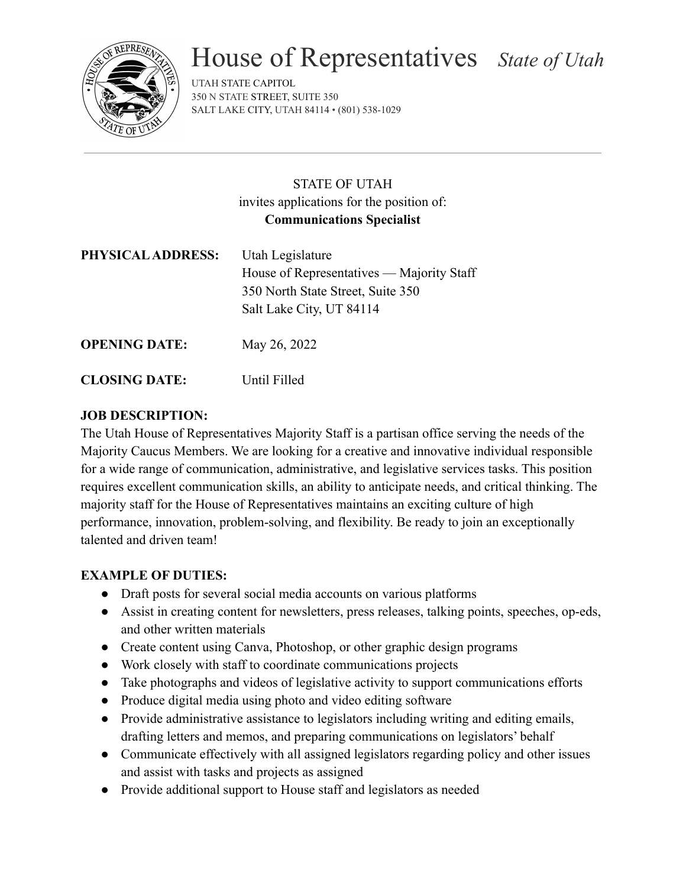# House of Representatives *State of Utah*

UTAH STATE CAPITOL
350 N STATE STREET, SUITE 350
SALT LAKE CITY, UTAH 84114 • (801) 538-1029

---

STATE OF UTAH
invites applications for the position of:
**Communications Specialist**

**PHYSICAL ADDRESS:** Utah Legislature
House of Representatives — Majority Staff
350 North State Street, Suite 350
Salt Lake City, UT 84114

**OPENING DATE:** May 26, 2022

**CLOSING DATE:** Until Filled

**JOB DESCRIPTION:**

The Utah House of Representatives Majority Staff is a partisan office serving the needs of the Majority Caucus Members. We are looking for a creative and innovative individual responsible for a wide range of communication, administrative, and legislative services tasks. This position requires excellent communication skills, an ability to anticipate needs, and critical thinking. The majority staff for the House of Representatives maintains an exciting culture of high performance, innovation, problem-solving, and flexibility. Be ready to join an exceptionally talented and driven team!

**EXAMPLE OF DUTIES:**

- Draft posts for several social media accounts on various platforms
- Assist in creating content for newsletters, press releases, talking points, speeches, op-eds, and other written materials
- Create content using Canva, Photoshop, or other graphic design programs
- Work closely with staff to coordinate communications projects
- Take photographs and videos of legislative activity to support communications efforts
- Produce digital media using photo and video editing software
- Provide administrative assistance to legislators including writing and editing emails, drafting letters and memos, and preparing communications on legislators' behalf
- Communicate effectively with all assigned legislators regarding policy and other issues and assist with tasks and projects as assigned
- Provide additional support to House staff and legislators as needed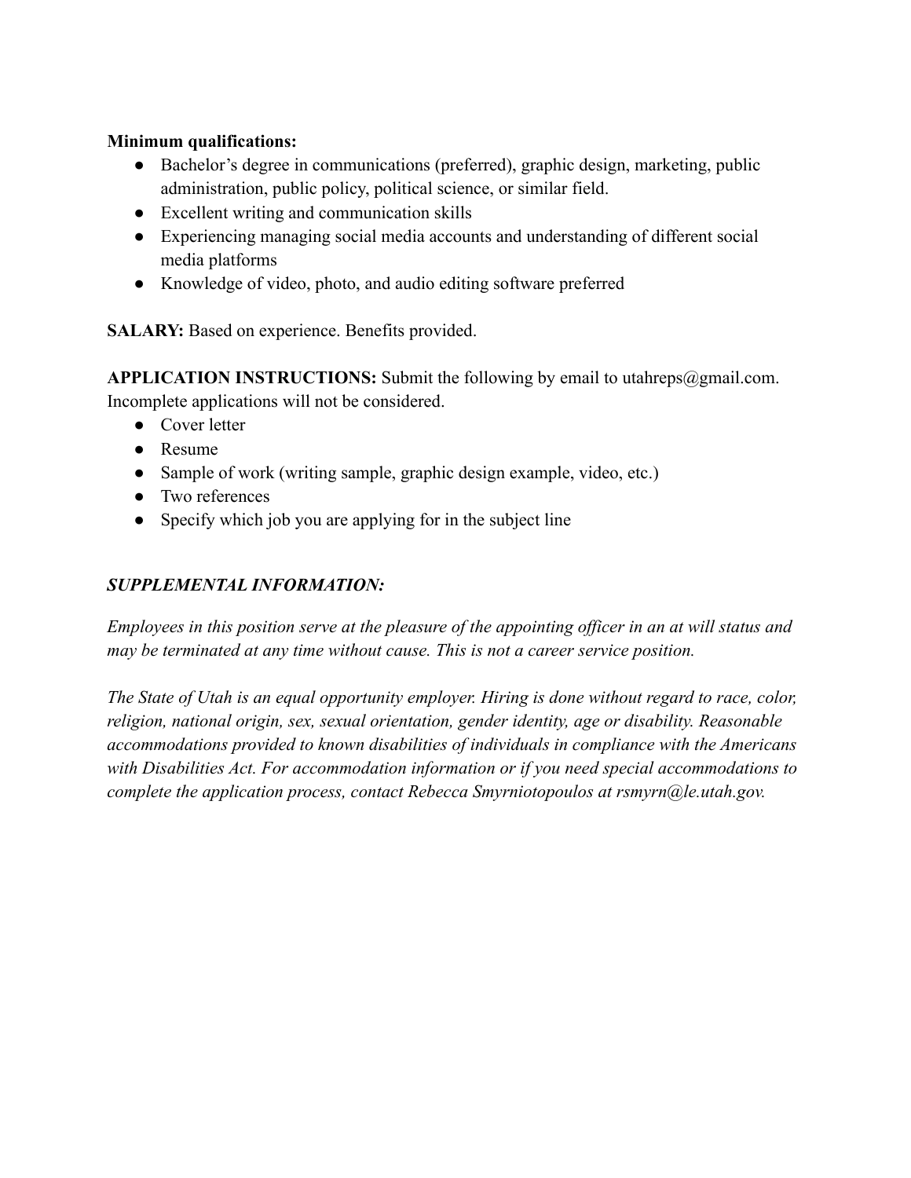**Minimum qualifications:**

- Bachelor's degree in communications (preferred), graphic design, marketing, public administration, public policy, political science, or similar field.
- Excellent writing and communication skills
- Experiencing managing social media accounts and understanding of different social media platforms
- Knowledge of video, photo, and audio editing software preferred

**SALARY:** Based on experience. Benefits provided.

**APPLICATION INSTRUCTIONS:** Submit the following by email to utahreps@gmail.com. Incomplete applications will not be considered.

- Cover letter
- Resume
- Sample of work (writing sample, graphic design example, video, etc.)
- Two references
- Specify which job you are applying for in the subject line

***SUPPLEMENTAL INFORMATION:***

*Employees in this position serve at the pleasure of the appointing officer in an at will status and may be terminated at any time without cause. This is not a career service position.*

*The State of Utah is an equal opportunity employer. Hiring is done without regard to race, color, religion, national origin, sex, sexual orientation, gender identity, age or disability. Reasonable accommodations provided to known disabilities of individuals in compliance with the Americans with Disabilities Act. For accommodation information or if you need special accommodations to complete the application process, contact Rebecca Smyrniotopoulos at rsmyrn@le.utah.gov.*